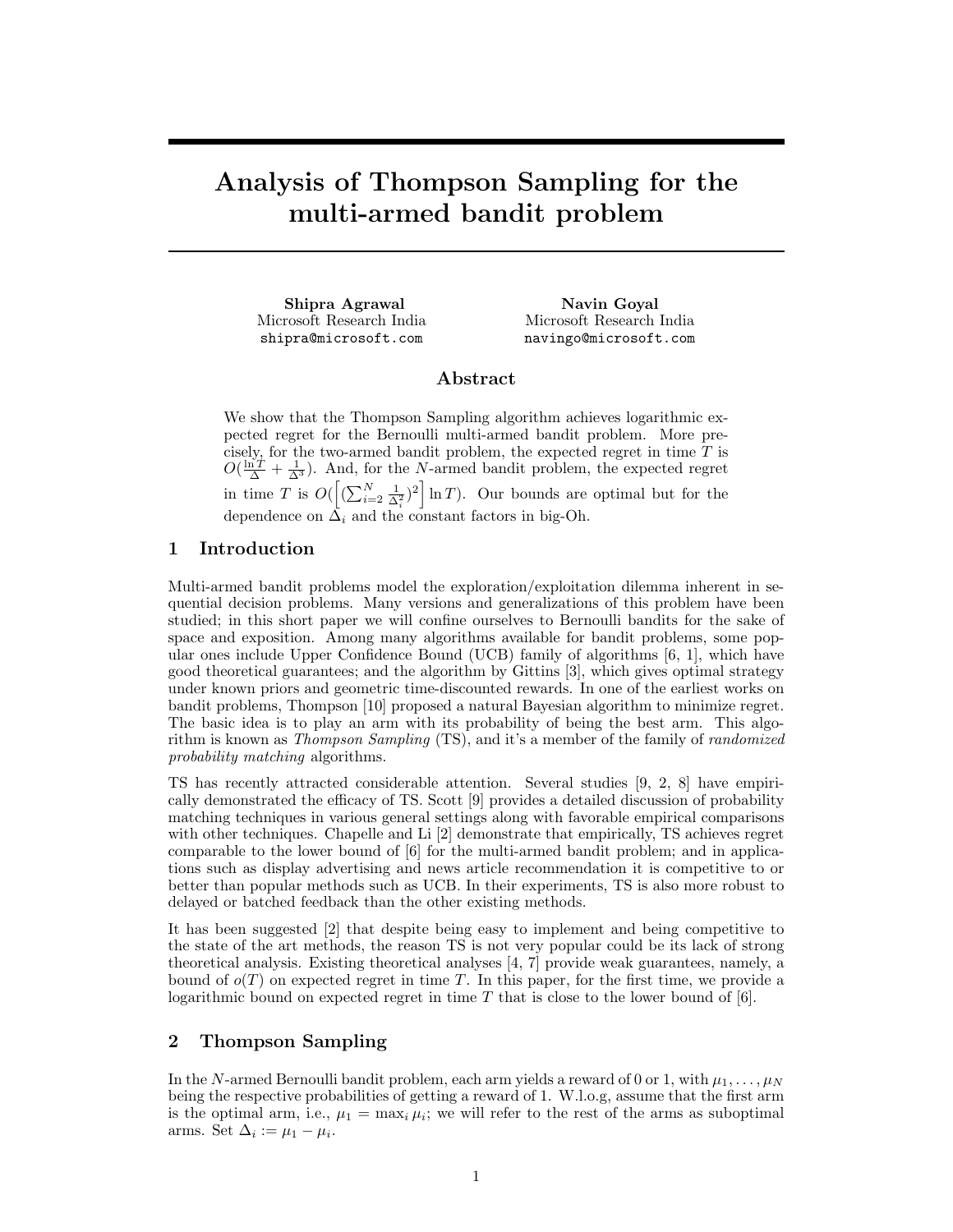# Analysis of Thompson Sampling for the multi-armed bandit problem

**Shipra Agrawal**
Microsoft Research India
shipra@microsoft.com

**Navin Goyal**
Microsoft Research India
navingo@microsoft.com

## Abstract

We show that the Thompson Sampling algorithm achieves logarithmic expected regret for the Bernoulli multi-armed bandit problem. More precisely, for the two-armed bandit problem, the expected regret in time $T$ is $O(\frac{\ln T}{\Delta} + \frac{1}{\Delta^3})$. And, for the $N$-armed bandit problem, the expected regret in time $T$ is $O(\left[(\sum_{i=2}^{N} \frac{1}{\Delta_i^2})^2\right] \ln T)$. Our bounds are optimal but for the dependence on $\Delta_i$ and the constant factors in big-Oh.

## 1 Introduction

Multi-armed bandit problems model the exploration/exploitation dilemma inherent in sequential decision problems. Many versions and generalizations of this problem have been studied; in this short paper we will confine ourselves to Bernoulli bandits for the sake of space and exposition. Among many algorithms available for bandit problems, some popular ones include Upper Confidence Bound (UCB) family of algorithms [6, 1], which have good theoretical guarantees; and the algorithm by Gittins [3], which gives optimal strategy under known priors and geometric time-discounted rewards. In one of the earliest works on bandit problems, Thompson [10] proposed a natural Bayesian algorithm to minimize regret. The basic idea is to play an arm with its probability of being the best arm. This algorithm is known as *Thompson Sampling* (TS), and it's a member of the family of *randomized probability matching* algorithms.

TS has recently attracted considerable attention. Several studies [9, 2, 8] have empirically demonstrated the efficacy of TS. Scott [9] provides a detailed discussion of probability matching techniques in various general settings along with favorable empirical comparisons with other techniques. Chapelle and Li [2] demonstrate that empirically, TS achieves regret comparable to the lower bound of [6] for the multi-armed bandit problem; and in applications such as display advertising and news article recommendation it is competitive to or better than popular methods such as UCB. In their experiments, TS is also more robust to delayed or batched feedback than the other existing methods.

It has been suggested [2] that despite being easy to implement and being competitive to the state of the art methods, the reason TS is not very popular could be its lack of strong theoretical analysis. Existing theoretical analyses [4, 7] provide weak guarantees, namely, a bound of $o(T)$ on expected regret in time $T$. In this paper, for the first time, we provide a logarithmic bound on expected regret in time $T$ that is close to the lower bound of [6].

## 2 Thompson Sampling

In the $N$-armed Bernoulli bandit problem, each arm yields a reward of 0 or 1, with $\mu_1, \ldots, \mu_N$ being the respective probabilities of getting a reward of 1. W.l.o.g, assume that the first arm is the optimal arm, i.e., $\mu_1 = \max_i \mu_i$; we will refer to the rest of the arms as suboptimal arms. Set $\Delta_i := \mu_1 - \mu_i$.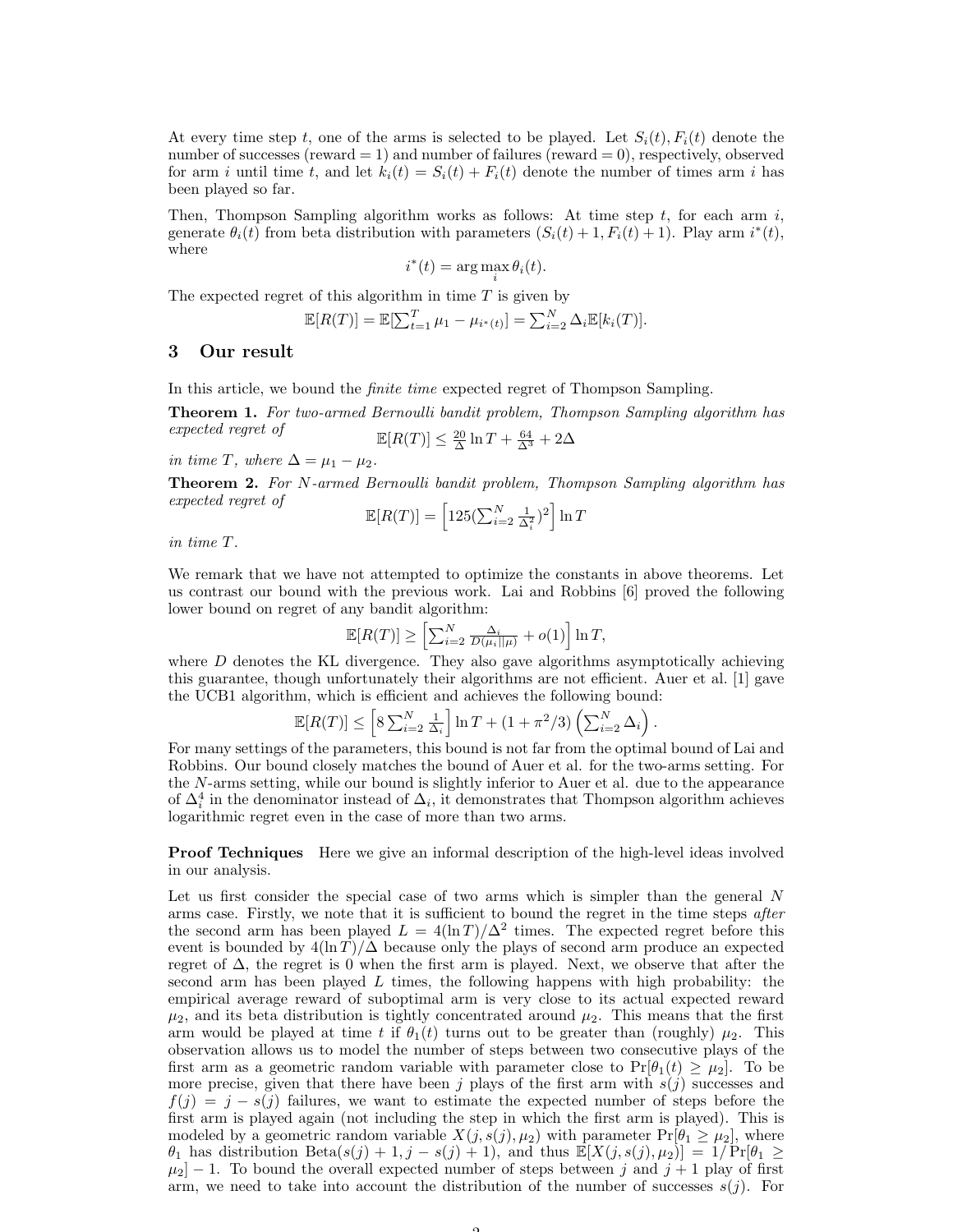At every time step $t$, one of the arms is selected to be played. Let $S_i(t), F_i(t)$ denote the number of successes (reward = 1) and number of failures (reward = 0), respectively, observed for arm $i$ until time $t$, and let $k_i(t) = S_i(t) + F_i(t)$ denote the number of times arm $i$ has been played so far.

Then, Thompson Sampling algorithm works as follows: At time step $t$, for each arm $i$, generate $\theta_i(t)$ from beta distribution with parameters $(S_i(t)+1, F_i(t)+1)$. Play arm $i^*(t)$, where

$$i^*(t) = \arg\max_i \theta_i(t).$$

The expected regret of this algorithm in time $T$ is given by

$$\mathbb{E}[R(T)] = \mathbb{E}[\sum_{t=1}^{T} \mu_1 - \mu_{i^*(t)}] = \sum_{i=2}^{N} \Delta_i \mathbb{E}[k_i(T)].$$

## 3 Our result

In this article, we bound the *finite time* expected regret of Thompson Sampling.

**Theorem 1.** *For two-armed Bernoulli bandit problem, Thompson Sampling algorithm has expected regret of*

$$\mathbb{E}[R(T)] \leq \frac{20}{\Delta} \ln T + \frac{64}{\Delta^3} + 2\Delta$$

*in time $T$, where $\Delta = \mu_1 - \mu_2$.*

**Theorem 2.** *For $N$-armed Bernoulli bandit problem, Thompson Sampling algorithm has expected regret of*

$$\mathbb{E}[R(T)] = \left[125(\sum_{i=2}^{N} \frac{1}{\Delta_i^2})^2\right] \ln T$$

*in time $T$.*

We remark that we have not attempted to optimize the constants in above theorems. Let us contrast our bound with the previous work. Lai and Robbins [6] proved the following lower bound on regret of any bandit algorithm:

$$\mathbb{E}[R(T)] \geq \left[\sum_{i=2}^{N} \frac{\Delta_i}{D(\mu_i || \mu)} + o(1)\right] \ln T,$$

where $D$ denotes the KL divergence. They also gave algorithms asymptotically achieving this guarantee, though unfortunately their algorithms are not efficient. Auer et al. [1] gave the UCB1 algorithm, which is efficient and achieves the following bound:

$$\mathbb{E}[R(T)] \leq \left[8 \sum_{i=2}^{N} \frac{1}{\Delta_i}\right] \ln T + (1 + \pi^2/3) \left(\sum_{i=2}^{N} \Delta_i\right).$$

For many settings of the parameters, this bound is not far from the optimal bound of Lai and Robbins. Our bound closely matches the bound of Auer et al. for the two-arms setting. For the $N$-arms setting, while our bound is slightly inferior to Auer et al. due to the appearance of $\Delta_i^4$ in the denominator instead of $\Delta_i$, it demonstrates that Thompson algorithm achieves logarithmic regret even in the case of more than two arms.

**Proof Techniques** Here we give an informal description of the high-level ideas involved in our analysis.

Let us first consider the special case of two arms which is simpler than the general $N$ arms case. Firstly, we note that it is sufficient to bound the regret in the time steps *after* the second arm has been played $L = 4(\ln T)/\Delta^2$ times. The expected regret before this event is bounded by $4(\ln T)/\Delta$ because only the plays of second arm produce an expected regret of $\Delta$, the regret is 0 when the first arm is played. Next, we observe that after the second arm has been played $L$ times, the following happens with high probability: the empirical average reward of suboptimal arm is very close to its actual expected reward $\mu_2$, and its beta distribution is tightly concentrated around $\mu_2$. This means that the first arm would be played at time $t$ if $\theta_1(t)$ turns out to be greater than (roughly) $\mu_2$. This observation allows us to model the number of steps between two consecutive plays of the first arm as a geometric random variable with parameter close to $\Pr[\theta_1(t) \geq \mu_2]$. To be more precise, given that there have been $j$ plays of the first arm with $s(j)$ successes and $f(j) = j - s(j)$ failures, we want to estimate the expected number of steps before the first arm is played again (not including the step in which the first arm is played). This is modeled by a geometric random variable $X(j, s(j), \mu_2)$ with parameter $\Pr[\theta_1 \geq \mu_2]$, where $\theta_1$ has distribution Beta$(s(j)+1, j - s(j)+1)$, and thus $\mathbb{E}[X(j, s(j), \mu_2)] = 1/\Pr[\theta_1 \geq \mu_2] - 1$. To bound the overall expected number of steps between $j$ and $j+1$ play of first arm, we need to take into account the distribution of the number of successes $s(j)$. For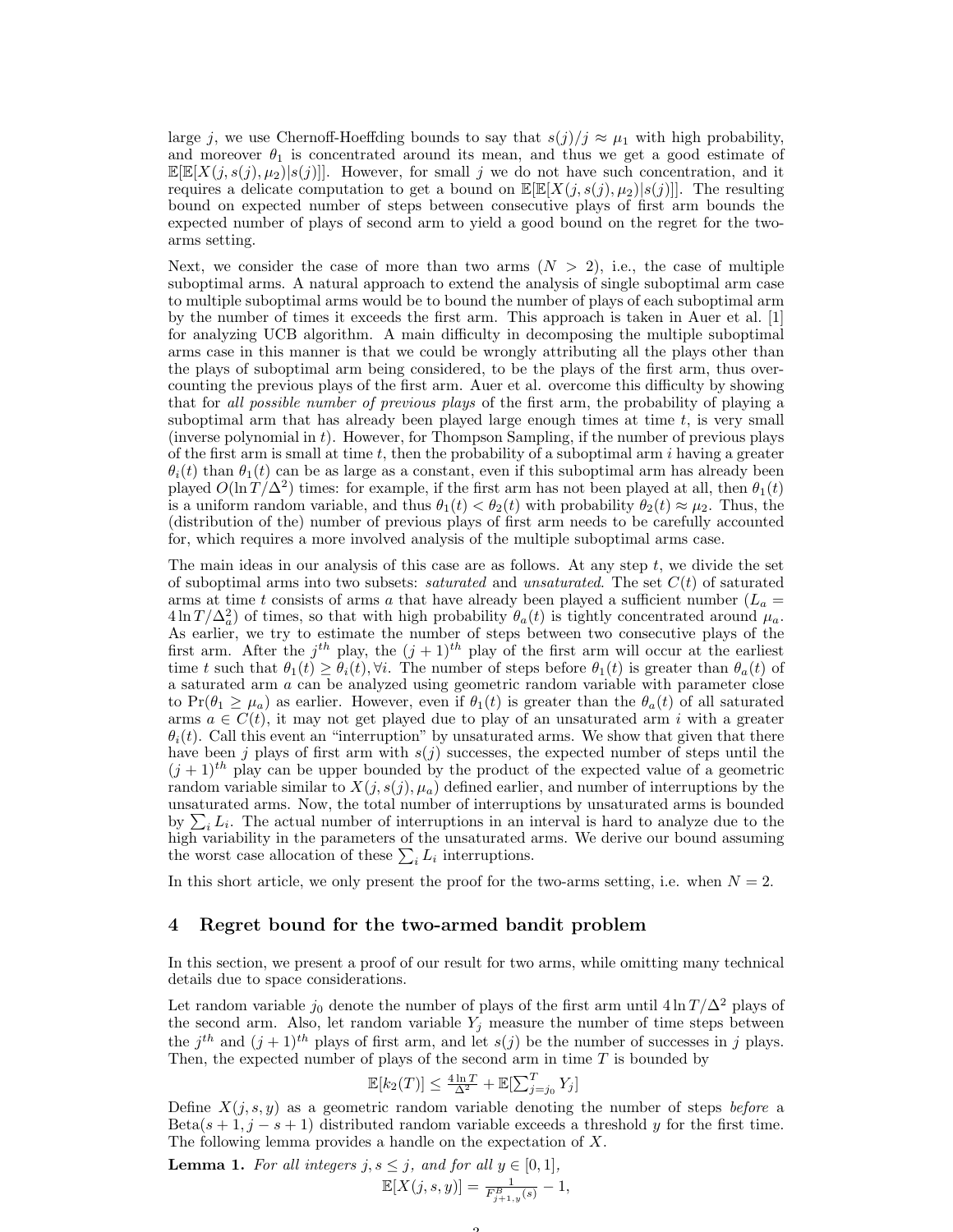large $j$, we use Chernoff-Hoeffding bounds to say that $s(j)/j \approx \mu_1$ with high probability, and moreover $\theta_1$ is concentrated around its mean, and thus we get a good estimate of $\mathbb{E}[\mathbb{E}[X(j, s(j), \mu_2)|s(j)]]$. However, for small $j$ we do not have such concentration, and it requires a delicate computation to get a bound on $\mathbb{E}[\mathbb{E}[X(j, s(j), \mu_2)|s(j)]]$. The resulting bound on expected number of steps between consecutive plays of first arm bounds the expected number of plays of second arm to yield a good bound on the regret for the two-arms setting.

Next, we consider the case of more than two arms ($N > 2$), i.e., the case of multiple suboptimal arms. A natural approach to extend the analysis of single suboptimal arm case to multiple suboptimal arms would be to bound the number of plays of each suboptimal arm by the number of times it exceeds the first arm. This approach is taken in Auer et al. [1] for analyzing UCB algorithm. A main difficulty in decomposing the multiple suboptimal arms case in this manner is that we could be wrongly attributing all the plays other than the plays of suboptimal arm being considered, to be the plays of the first arm, thus over-counting the previous plays of the first arm. Auer et al. overcome this difficulty by showing that for *all possible number of previous plays* of the first arm, the probability of playing a suboptimal arm that has already been played large enough times at time $t$, is very small (inverse polynomial in $t$). However, for Thompson Sampling, if the number of previous plays of the first arm is small at time $t$, then the probability of a suboptimal arm $i$ having a greater $\theta_i(t)$ than $\theta_1(t)$ can be as large as a constant, even if this suboptimal arm has already been played $O(\ln T/\Delta^2)$ times: for example, if the first arm has not been played at all, then $\theta_1(t)$ is a uniform random variable, and thus $\theta_1(t) < \theta_2(t)$ with probability $\theta_2(t) \approx \mu_2$. Thus, the (distribution of the) number of previous plays of first arm needs to be carefully accounted for, which requires a more involved analysis of the multiple suboptimal arms case.

The main ideas in our analysis of this case are as follows. At any step $t$, we divide the set of suboptimal arms into two subsets: *saturated* and *unsaturated*. The set $C(t)$ of saturated arms at time $t$ consists of arms $a$ that have already been played a sufficient number ($L_a = 4 \ln T/\Delta_a^2$) of times, so that with high probability $\theta_a(t)$ is tightly concentrated around $\mu_a$. As earlier, we try to estimate the number of steps between two consecutive plays of the first arm. After the $j^{th}$ play, the $(j+1)^{th}$ play of the first arm will occur at the earliest time $t$ such that $\theta_1(t) \geq \theta_i(t), \forall i$. The number of steps before $\theta_1(t)$ is greater than $\theta_a(t)$ of a saturated arm $a$ can be analyzed using geometric random variable with parameter close to $\Pr(\theta_1 \geq \mu_a)$ as earlier. However, even if $\theta_1(t)$ is greater than the $\theta_a(t)$ of all saturated arms $a \in C(t)$, it may not get played due to play of an unsaturated arm $i$ with a greater $\theta_i(t)$. Call this event an "interruption" by unsaturated arms. We show that given that there have been $j$ plays of first arm with $s(j)$ successes, the expected number of steps until the $(j+1)^{th}$ play can be upper bounded by the product of the expected value of a geometric random variable similar to $X(j, s(j), \mu_a)$ defined earlier, and number of interruptions by the unsaturated arms. Now, the total number of interruptions by unsaturated arms is bounded by $\sum_i L_i$. The actual number of interruptions in an interval is hard to analyze due to the high variability in the parameters of the unsaturated arms. We derive our bound assuming the worst case allocation of these $\sum_i L_i$ interruptions.

In this short article, we only present the proof for the two-arms setting, i.e. when $N = 2$.

## 4 Regret bound for the two-armed bandit problem

In this section, we present a proof of our result for two arms, while omitting many technical details due to space considerations.

Let random variable $j_0$ denote the number of plays of the first arm until $4 \ln T/\Delta^2$ plays of the second arm. Also, let random variable $Y_j$ measure the number of time steps between the $j^{th}$ and $(j+1)^{th}$ plays of first arm, and let $s(j)$ be the number of successes in $j$ plays. Then, the expected number of plays of the second arm in time $T$ is bounded by

$$\mathbb{E}[k_2(T)] \leq \tfrac{4 \ln T}{\Delta^2} + \mathbb{E}[\textstyle\sum_{j=j_0}^{T} Y_j]$$

Define $X(j, s, y)$ as a geometric random variable denoting the number of steps *before* a $\text{Beta}(s+1, j-s+1)$ distributed random variable exceeds a threshold $y$ for the first time. The following lemma provides a handle on the expectation of $X$.

**Lemma 1.** *For all integers $j, s \leq j$, and for all $y \in [0, 1]$,*

$$\mathbb{E}[X(j, s, y)] = \tfrac{1}{F^B_{j+1,y}(s)} - 1,$$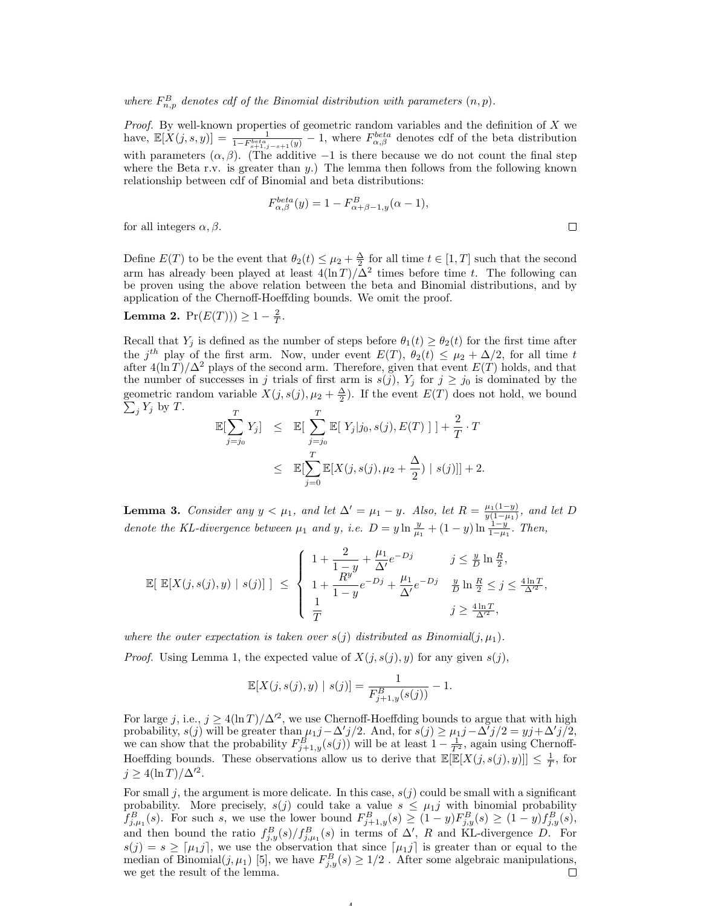*where $F^B_{n,p}$ denotes cdf of the Binomial distribution with parameters $(n,p)$.*

*Proof.* By well-known properties of geometric random variables and the definition of $X$ we have, $\mathbb{E}[X(j,s,y)] = \frac{1}{1-F^{beta}_{s+1,j-s+1}(y)} - 1$, where $F^{beta}_{\alpha,\beta}$ denotes cdf of the beta distribution with parameters $(\alpha,\beta)$. (The additive $-1$ is there because we do not count the final step where the Beta r.v. is greater than $y$.) The lemma then follows from the following known relationship between cdf of Binomial and beta distributions:

$$F^{beta}_{\alpha,\beta}(y) = 1 - F^B_{\alpha+\beta-1,y}(\alpha-1),$$

for all integers $\alpha, \beta$. □

Define $E(T)$ to be the event that $\theta_2(t) \leq \mu_2 + \frac{\Delta}{2}$ for all time $t \in [1,T]$ such that the second arm has already been played at least $4(\ln T)/\Delta^2$ times before time $t$. The following can be proven using the above relation between the beta and Binomial distributions, and by application of the Chernoff-Hoeffding bounds. We omit the proof.

**Lemma 2.** $\Pr(E(T))) \geq 1 - \frac{2}{T}$.

Recall that $Y_j$ is defined as the number of steps before $\theta_1(t) \geq \theta_2(t)$ for the first time after the $j^{th}$ play of the first arm. Now, under event $E(T)$, $\theta_2(t) \leq \mu_2 + \Delta/2$, for all time $t$ after $4(\ln T)/\Delta^2$ plays of the second arm. Therefore, given that event $E(T)$ holds, and that the number of successes in $j$ trials of first arm is $s(j)$, $Y_j$ for $j \geq j_0$ is dominated by the geometric random variable $X(j, s(j), \mu_2 + \frac{\Delta}{2})$. If the event $E(T)$ does not hold, we bound $\sum_j Y_j$ by $T$.

$$\begin{aligned}
\mathbb{E}[\sum_{j=j_0}^{T} Y_j] &\leq \mathbb{E}[\sum_{j=j_0}^{T} \mathbb{E}[\, Y_j | j_0, s(j), E(T)\,]\,] + \frac{2}{T}\cdot T \\
&\leq \mathbb{E}[\sum_{j=0}^{T} \mathbb{E}[X(j, s(j), \mu_2 + \frac{\Delta}{2}) \mid s(j)]] + 2.
\end{aligned}$$

**Lemma 3.** *Consider any $y < \mu_1$, and let $\Delta' = \mu_1 - y$. Also, let $R = \frac{\mu_1(1-y)}{y(1-\mu_1)}$, and let $D$ denote the KL-divergence between $\mu_1$ and $y$, i.e. $D = y \ln \frac{y}{\mu_1} + (1-y)\ln\frac{1-y}{1-\mu_1}$. Then,*

$$\mathbb{E}[\ \mathbb{E}[X(j,s(j),y) \mid s(j)]\ ] \leq \begin{cases} 1 + \dfrac{2}{1-y} + \dfrac{\mu_1}{\Delta'}e^{-Dj} & j \leq \frac{y}{D}\ln\frac{R}{2}, \\ 1 + \dfrac{R^y}{1-y}e^{-Dj} + \dfrac{\mu_1}{\Delta'}e^{-Dj} & \frac{y}{D}\ln\frac{R}{2} \leq j \leq \frac{4\ln T}{\Delta'^2}, \\ \dfrac{1}{T} & j \geq \frac{4\ln T}{\Delta'^2}, \end{cases}$$

*where the outer expectation is taken over $s(j)$ distributed as Binomial$(j, \mu_1)$.*

*Proof.* Using Lemma 1, the expected value of $X(j, s(j), y)$ for any given $s(j)$,

$$\mathbb{E}[X(j,s(j),y) \mid s(j)] = \frac{1}{F^B_{j+1,y}(s(j))} - 1.$$

For large $j$, i.e., $j \geq 4(\ln T)/\Delta'^2$, we use Chernoff-Hoeffding bounds to argue that with high probability, $s(j)$ will be greater than $\mu_1 j - \Delta' j/2$. And, for $s(j) \geq \mu_1 j - \Delta' j/2 = yj + \Delta' j/2$, we can show that the probability $F^B_{j+1,y}(s(j))$ will be at least $1 - \frac{1}{T^2}$, again using Chernoff-Hoeffding bounds. These observations allow us to derive that $\mathbb{E}[\mathbb{E}[X(j,s(j),y)]] \leq \frac{1}{T}$, for $j \geq 4(\ln T)/\Delta'^2$.

For small $j$, the argument is more delicate. In this case, $s(j)$ could be small with a significant probability. More precisely, $s(j)$ could take a value $s \leq \mu_1 j$ with binomial probability $f^B_{j,\mu_1}(s)$. For such $s$, we use the lower bound $F^B_{j+1,y}(s) \geq (1-y)F^B_{j,y}(s) \geq (1-y)f^B_{j,y}(s)$, and then bound the ratio $f^B_{j,y}(s)/f^B_{j,\mu_1}(s)$ in terms of $\Delta'$, $R$ and KL-divergence $D$. For $s(j) = s \geq \lceil \mu_1 j \rceil$, we use the observation that since $\lceil \mu_1 j \rceil$ is greater than or equal to the median of Binomial$(j, \mu_1)$ [5], we have $F^B_{j,y}(s) \geq 1/2$. After some algebraic manipulations, we get the result of the lemma. □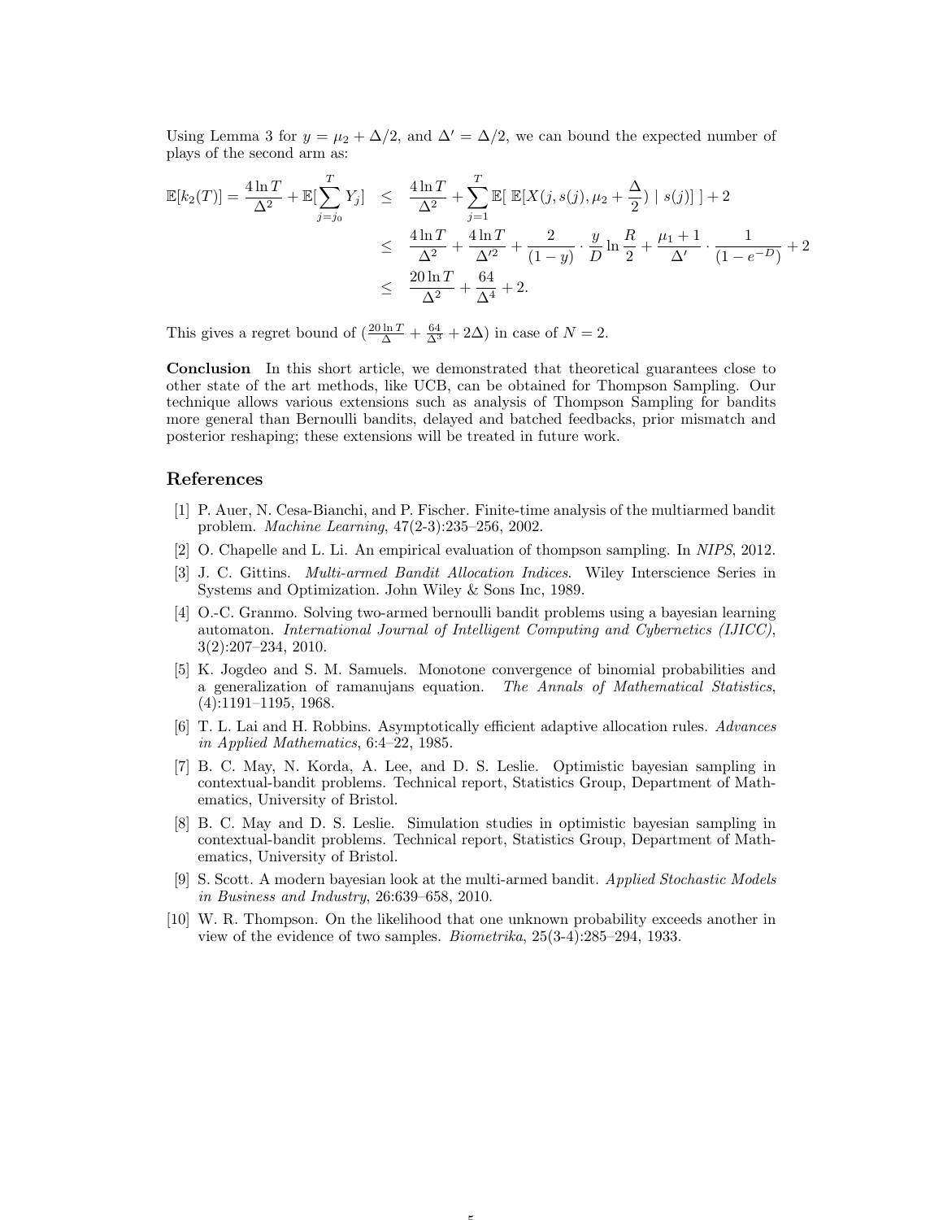Using Lemma 3 for $y = \mu_2 + \Delta/2$, and $\Delta' = \Delta/2$, we can bound the expected number of plays of the second arm as:

$$
\begin{aligned}
\mathbb{E}[k_2(T)] = \frac{4\ln T}{\Delta^2} + \mathbb{E}[\sum_{j=j_0}^{T} Y_j] &\leq \frac{4\ln T}{\Delta^2} + \sum_{j=1}^{T} \mathbb{E}[\ \mathbb{E}[X(j, s(j), \mu_2 + \frac{\Delta}{2}) \mid s(j)]\ ] + 2 \\
&\leq \frac{4\ln T}{\Delta^2} + \frac{4\ln T}{\Delta'^2} + \frac{2}{(1-y)} \cdot \frac{y}{D} \ln \frac{R}{2} + \frac{\mu_1 + 1}{\Delta'} \cdot \frac{1}{(1-e^{-D})} + 2 \\
&\leq \frac{20\ln T}{\Delta^2} + \frac{64}{\Delta^4} + 2.
\end{aligned}
$$

This gives a regret bound of $(\frac{20\ln T}{\Delta} + \frac{64}{\Delta^3} + 2\Delta)$ in case of $N = 2$.

**Conclusion** In this short article, we demonstrated that theoretical guarantees close to other state of the art methods, like UCB, can be obtained for Thompson Sampling. Our technique allows various extensions such as analysis of Thompson Sampling for bandits more general than Bernoulli bandits, delayed and batched feedbacks, prior mismatch and posterior reshaping; these extensions will be treated in future work.

## References

[1] P. Auer, N. Cesa-Bianchi, and P. Fischer. Finite-time analysis of the multiarmed bandit problem. *Machine Learning*, 47(2-3):235–256, 2002.

[2] O. Chapelle and L. Li. An empirical evaluation of thompson sampling. In *NIPS*, 2012.

[3] J. C. Gittins. *Multi-armed Bandit Allocation Indices*. Wiley Interscience Series in Systems and Optimization. John Wiley & Sons Inc, 1989.

[4] O.-C. Granmo. Solving two-armed bernoulli bandit problems using a bayesian learning automaton. *International Journal of Intelligent Computing and Cybernetics (IJICC)*, 3(2):207–234, 2010.

[5] K. Jogdeo and S. M. Samuels. Monotone convergence of binomial probabilities and a generalization of ramanujans equation. *The Annals of Mathematical Statistics*, (4):1191–1195, 1968.

[6] T. L. Lai and H. Robbins. Asymptotically efficient adaptive allocation rules. *Advances in Applied Mathematics*, 6:4–22, 1985.

[7] B. C. May, N. Korda, A. Lee, and D. S. Leslie. Optimistic bayesian sampling in contextual-bandit problems. Technical report, Statistics Group, Department of Mathematics, University of Bristol.

[8] B. C. May and D. S. Leslie. Simulation studies in optimistic bayesian sampling in contextual-bandit problems. Technical report, Statistics Group, Department of Mathematics, University of Bristol.

[9] S. Scott. A modern bayesian look at the multi-armed bandit. *Applied Stochastic Models in Business and Industry*, 26:639–658, 2010.

[10] W. R. Thompson. On the likelihood that one unknown probability exceeds another in view of the evidence of two samples. *Biometrika*, 25(3-4):285–294, 1933.